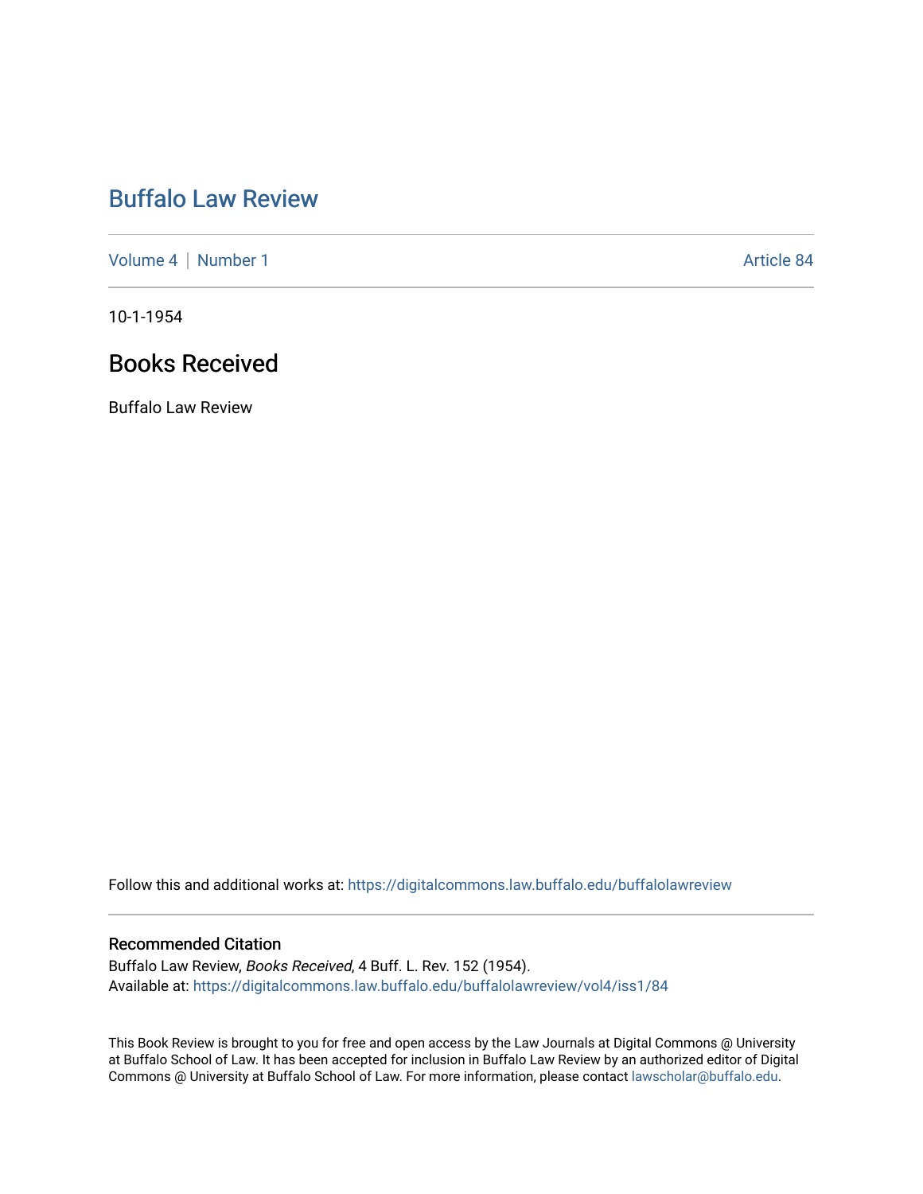# Buffalo Law Review

Volume 4 | Number 1 — Article 84

10-1-1954

## Books Received

Buffalo Law Review

Follow this and additional works at: https://digitalcommons.law.buffalo.edu/buffalolawreview

### Recommended Citation

Buffalo Law Review, *Books Received*, 4 Buff. L. Rev. 152 (1954).
Available at: https://digitalcommons.law.buffalo.edu/buffalolawreview/vol4/iss1/84

This Book Review is brought to you for free and open access by the Law Journals at Digital Commons @ University at Buffalo School of Law. It has been accepted for inclusion in Buffalo Law Review by an authorized editor of Digital Commons @ University at Buffalo School of Law. For more information, please contact lawscholar@buffalo.edu.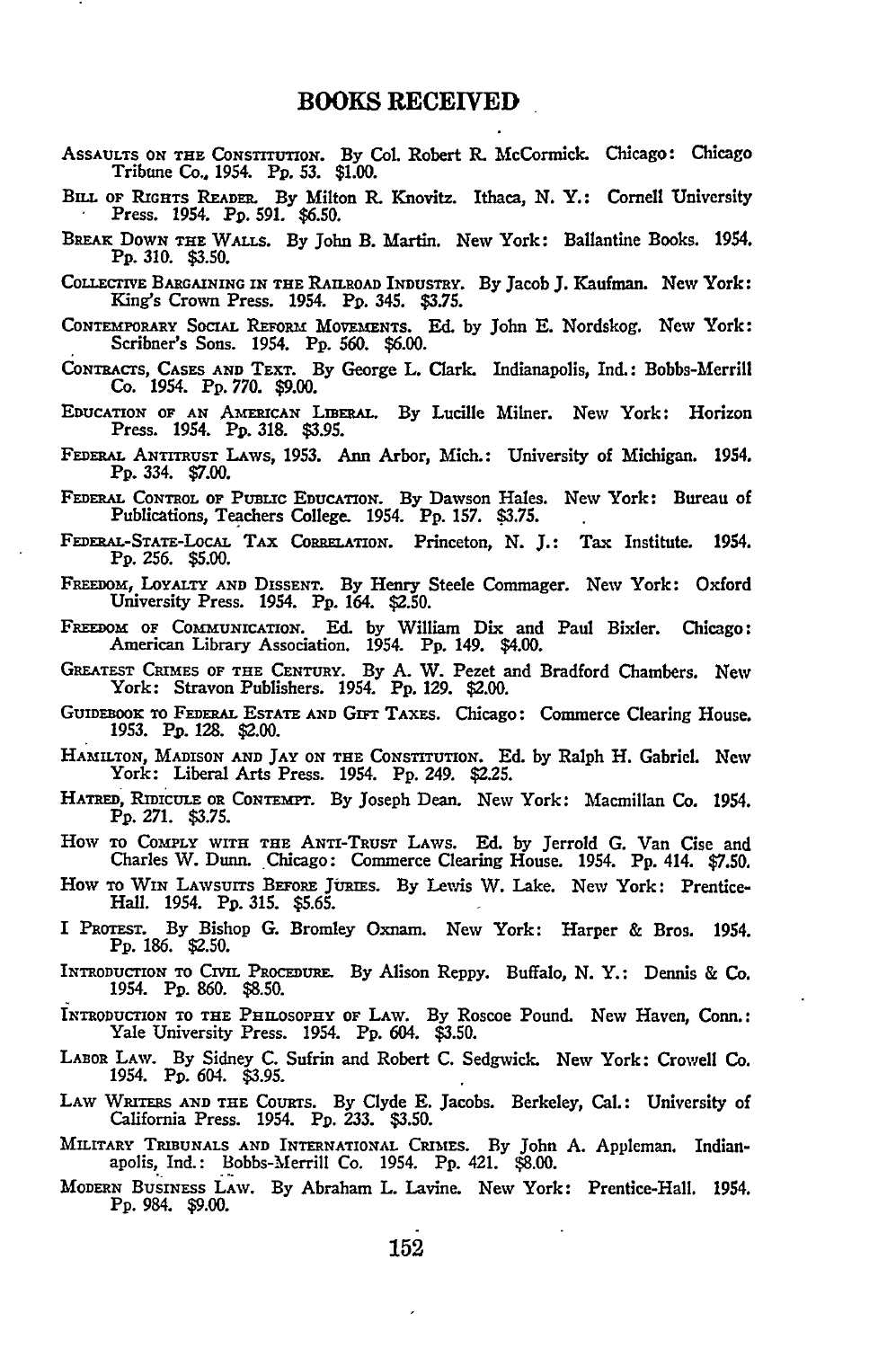# BOOKS RECEIVED

ASSAULTS ON THE CONSTITUTION. By Col. Robert R. McCormick. Chicago: Chicago Tribune Co., 1954. Pp. 53. $1.00.

BILL OF RIGHTS READER. By Milton R. Knovitz. Ithaca, N. Y.: Cornell University Press. 1954. Pp. 591. $6.50.

BREAK DOWN THE WALLS. By John B. Martin. New York: Ballantine Books. 1954. Pp. 310. $3.50.

COLLECTIVE BARGAINING IN THE RAILROAD INDUSTRY. By Jacob J. Kaufman. New York: King's Crown Press. 1954. Pp. 345. $3.75.

CONTEMPORARY SOCIAL REFORM MOVEMENTS. Ed. by John E. Nordskog. New York: Scribner's Sons. 1954. Pp. 560. $6.00.

CONTRACTS, CASES AND TEXT. By George L. Clark. Indianapolis, Ind.: Bobbs-Merrill Co. 1954. Pp. 770. $9.00.

EDUCATION OF AN AMERICAN LIBERAL. By Lucille Milner. New York: Horizon Press. 1954. Pp. 318. $3.95.

FEDERAL ANTITRUST LAWS, 1953. Ann Arbor, Mich.: University of Michigan. 1954. Pp. 334. $7.00.

FEDERAL CONTROL OF PUBLIC EDUCATION. By Dawson Hales. New York: Bureau of Publications, Teachers College. 1954. Pp. 157. $3.75.

FEDERAL-STATE-LOCAL TAX CORRELATION. Princeton, N. J.: Tax Institute. 1954. Pp. 256. $5.00.

FREEDOM, LOYALTY AND DISSENT. By Henry Steele Commager. New York: Oxford University Press. 1954. Pp. 164. $2.50.

FREEDOM OF COMMUNICATION. Ed. by William Dix and Paul Bixler. Chicago: American Library Association. 1954. Pp. 149. $4.00.

GREATEST CRIMES OF THE CENTURY. By A. W. Pezet and Bradford Chambers. New York: Stravon Publishers. 1954. Pp. 129. $2.00.

GUIDEBOOK TO FEDERAL ESTATE AND GIFT TAXES. Chicago: Commerce Clearing House. 1953. Pp. 128. $2.00.

HAMILTON, MADISON AND JAY ON THE CONSTITUTION. Ed. by Ralph H. Gabriel. New York: Liberal Arts Press. 1954. Pp. 249. $2.25.

HATRED, RIDICULE OR CONTEMPT. By Joseph Dean. New York: Macmillan Co. 1954. Pp. 271. $3.75.

HOW TO COMPLY WITH THE ANTI-TRUST LAWS. Ed. by Jerrold G. Van Cise and Charles W. Dunn. Chicago: Commerce Clearing House. 1954. Pp. 414. $7.50.

HOW TO WIN LAWSUITS BEFORE JURIES. By Lewis W. Lake. New York: Prentice-Hall. 1954. Pp. 315. $5.65.

I PROTEST. By Bishop G. Bromley Oxnam. New York: Harper & Bros. 1954. Pp. 186. $2.50.

INTRODUCTION TO CIVIL PROCEDURE. By Alison Reppy. Buffalo, N. Y.: Dennis & Co. 1954. Pp. 860. $8.50.

INTRODUCTION TO THE PHILOSOPHY OF LAW. By Roscoe Pound. New Haven, Conn.: Yale University Press. 1954. Pp. 604. $3.50.

LABOR LAW. By Sidney C. Sufrin and Robert C. Sedgwick. New York: Crowell Co. 1954. Pp. 604. $3.95.

LAW WRITERS AND THE COURTS. By Clyde E. Jacobs. Berkeley, Cal.: University of California Press. 1954. Pp. 233. $3.50.

MILITARY TRIBUNALS AND INTERNATIONAL CRIMES. By John A. Appleman. Indianapolis, Ind.: Bobbs-Merrill Co. 1954. Pp. 421. $8.00.

MODERN BUSINESS LAW. By Abraham L. Lavine. New York: Prentice-Hall. 1954. Pp. 984. $9.00.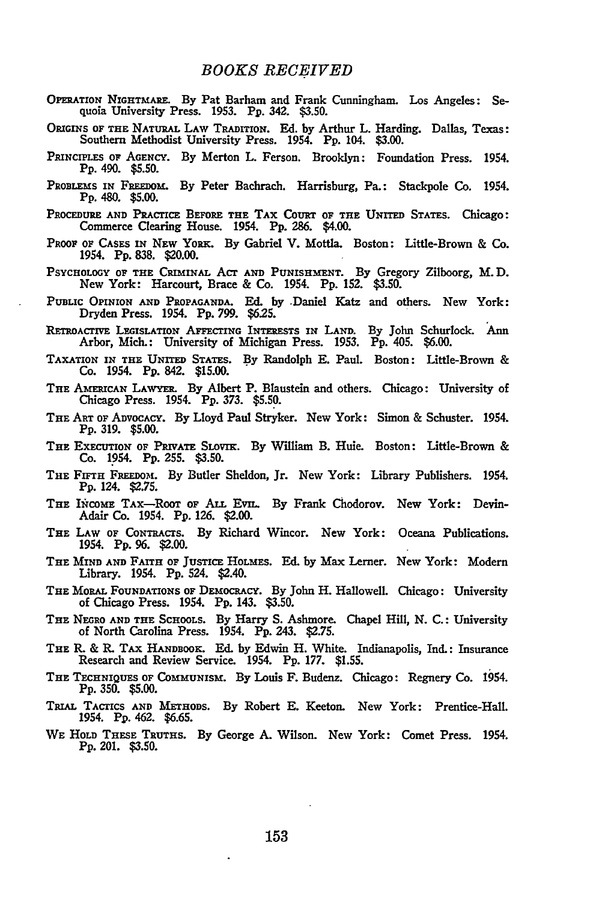# BOOKS RECEIVED

Operation Nightmare. By Pat Barham and Frank Cunningham. Los Angeles: Sequoia University Press. 1953. Pp. 342. $3.50.

Origins of the Natural Law Tradition. Ed. by Arthur L. Harding. Dallas, Texas: Southern Methodist University Press. 1954. Pp. 104. $3.00.

Principles of Agency. By Merton L. Ferson. Brooklyn: Foundation Press. 1954. Pp. 490. $5.50.

Problems in Freedom. By Peter Bachrach. Harrisburg, Pa.: Stackpole Co. 1954. Pp. 480. $5.00.

Procedure and Practice Before the Tax Court of the United States. Chicago: Commerce Clearing House. 1954. Pp. 286. $4.00.

Proof of Cases in New York. By Gabriel V. Mottla. Boston: Little-Brown & Co. 1954. Pp. 838. $20.00.

Psychology of the Criminal Act and Punishment. By Gregory Zilboorg, M. D. New York: Harcourt, Brace & Co. 1954. Pp. 152. $3.50.

Public Opinion and Propaganda. Ed. by Daniel Katz and others. New York: Dryden Press. 1954. Pp. 799. $6.25.

Retroactive Legislation Affecting Interests in Land. By John Schurlock. Ann Arbor, Mich.: University of Michigan Press. 1953. Pp. 405. $6.00.

Taxation in the United States. By Randolph E. Paul. Boston: Little-Brown & Co. 1954. Pp. 842. $15.00.

The American Lawyer. By Albert P. Blaustein and others. Chicago: University of Chicago Press. 1954. Pp. 373. $5.50.

The Art of Advocacy. By Lloyd Paul Stryker. New York: Simon & Schuster. 1954. Pp. 319. $5.00.

The Execution of Private Slovik. By William B. Huie. Boston: Little-Brown & Co. 1954. Pp. 255. $3.50.

The Fifth Freedom. By Butler Sheldon, Jr. New York: Library Publishers. 1954. Pp. 124. $2.75.

The Income Tax—Root of All Evil. By Frank Chodorov. New York: Devin-Adair Co. 1954. Pp. 126. $2.00.

The Law of Contracts. By Richard Wincor. New York: Oceana Publications. 1954. Pp. 96. $2.00.

The Mind and Faith of Justice Holmes. Ed. by Max Lerner. New York: Modern Library. 1954. Pp. 524. $2.40.

The Moral Foundations of Democracy. By John H. Hallowell. Chicago: University of Chicago Press. 1954. Pp. 143. $3.50.

The Negro and the Schools. By Harry S. Ashmore. Chapel Hill, N. C.: University of North Carolina Press. 1954. Pp. 243. $2.75.

The R. & R. Tax Handbook. Ed. by Edwin H. White. Indianapolis, Ind.: Insurance Research and Review Service. 1954. Pp. 177. $1.55.

The Techniques of Communism. By Louis F. Budenz. Chicago: Regnery Co. 1954. Pp. 350. $5.00.

Trial Tactics and Methods. By Robert E. Keeton. New York: Prentice-Hall. 1954. Pp. 462. $6.65.

We Hold These Truths. By George A. Wilson. New York: Comet Press. 1954. Pp. 201. $3.50.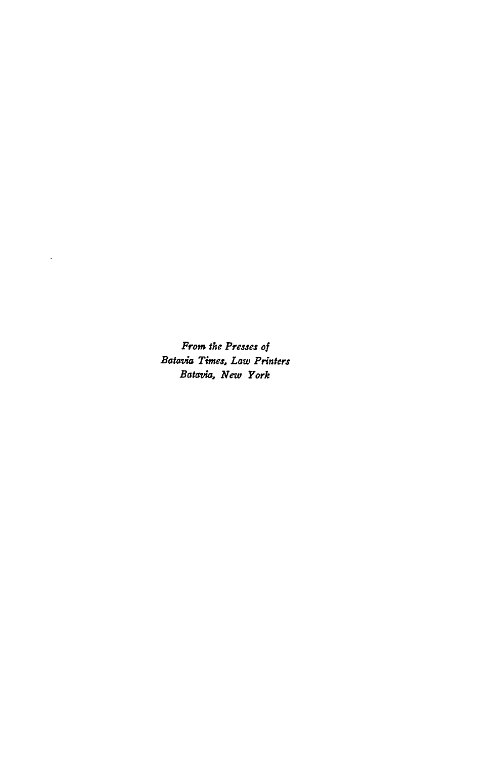*From the Presses of*
*Batavia Times, Law Printers*
*Batavia, New York*